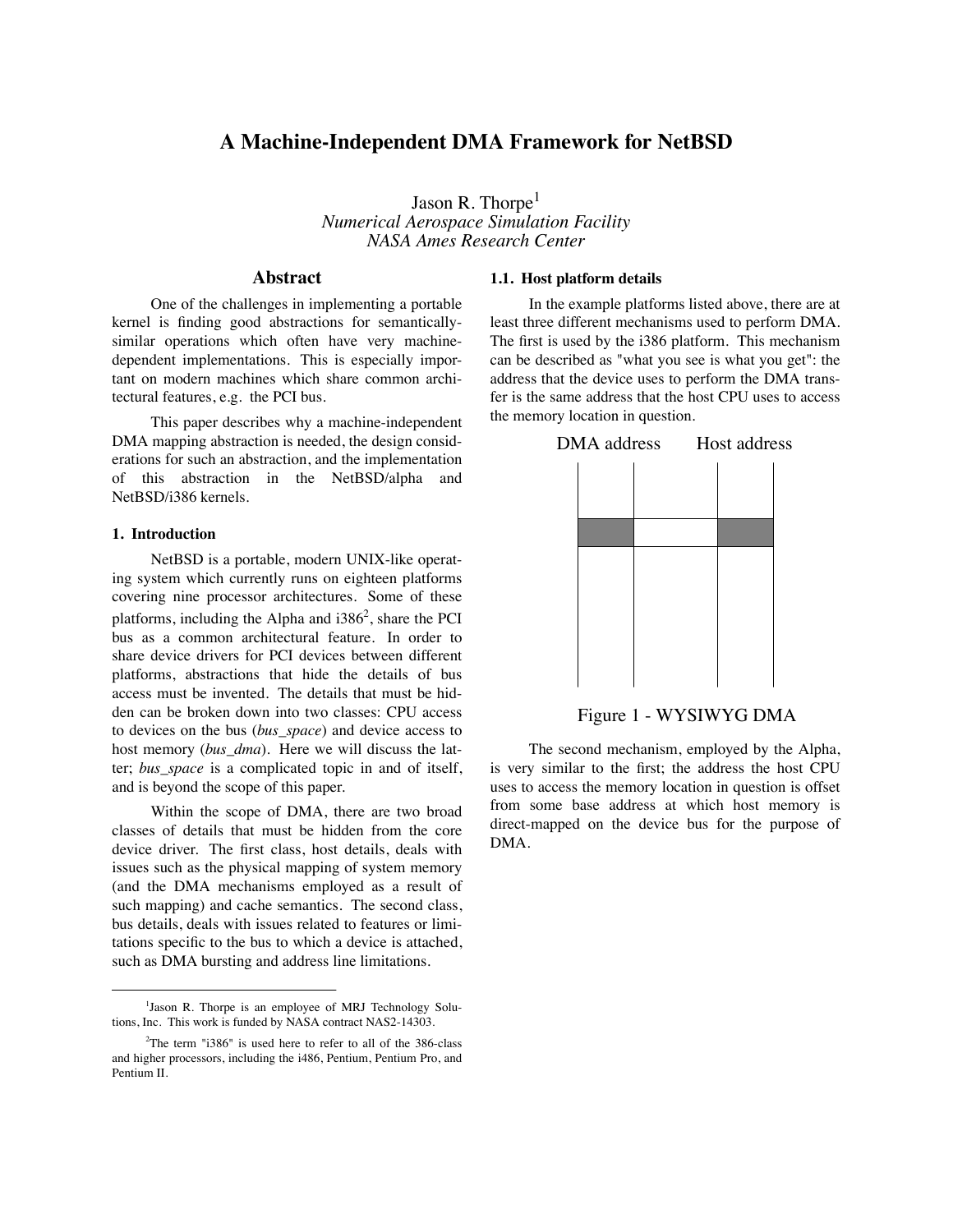# A Machine-Independent DMA Framework for NetBSD

Jason R. Thorpe[1]
*Numerical Aerospace Simulation Facility*
*NASA Ames Research Center*

## Abstract

One of the challenges in implementing a portable kernel is finding good abstractions for semantically-similar operations which often have very machine-dependent implementations. This is especially important on modern machines which share common architectural features, e.g. the PCI bus.

This paper describes why a machine-independent DMA mapping abstraction is needed, the design considerations for such an abstraction, and the implementation of this abstraction in the NetBSD/alpha and NetBSD/i386 kernels.

### 1. Introduction

NetBSD is a portable, modern UNIX-like operating system which currently runs on eighteen platforms covering nine processor architectures. Some of these platforms, including the Alpha and i386[2], share the PCI bus as a common architectural feature. In order to share device drivers for PCI devices between different platforms, abstractions that hide the details of bus access must be invented. The details that must be hidden can be broken down into two classes: CPU access to devices on the bus (*bus_space*) and device access to host memory (*bus_dma*). Here we will discuss the latter; *bus_space* is a complicated topic in and of itself, and is beyond the scope of this paper.

Within the scope of DMA, there are two broad classes of details that must be hidden from the core device driver. The first class, host details, deals with issues such as the physical mapping of system memory (and the DMA mechanisms employed as a result of such mapping) and cache semantics. The second class, bus details, deals with issues related to features or limitations specific to the bus to which a device is attached, such as DMA bursting and address line limitations.

#### 1.1. Host platform details

In the example platforms listed above, there are at least three different mechanisms used to perform DMA. The first is used by the i386 platform. This mechanism can be described as "what you see is what you get": the address that the device uses to perform the DMA transfer is the same address that the host CPU uses to access the memory location in question.

DMA address    Host address

Figure 1 - WYSIWYG DMA

The second mechanism, employed by the Alpha, is very similar to the first; the address the host CPU uses to access the memory location in question is offset from some base address at which host memory is direct-mapped on the device bus for the purpose of DMA.

---

[1] Jason R. Thorpe is an employee of MRJ Technology Solutions, Inc. This work is funded by NASA contract NAS2-14303.

[2] The term "i386" is used here to refer to all of the 386-class and higher processors, including the i486, Pentium, Pentium Pro, and Pentium II.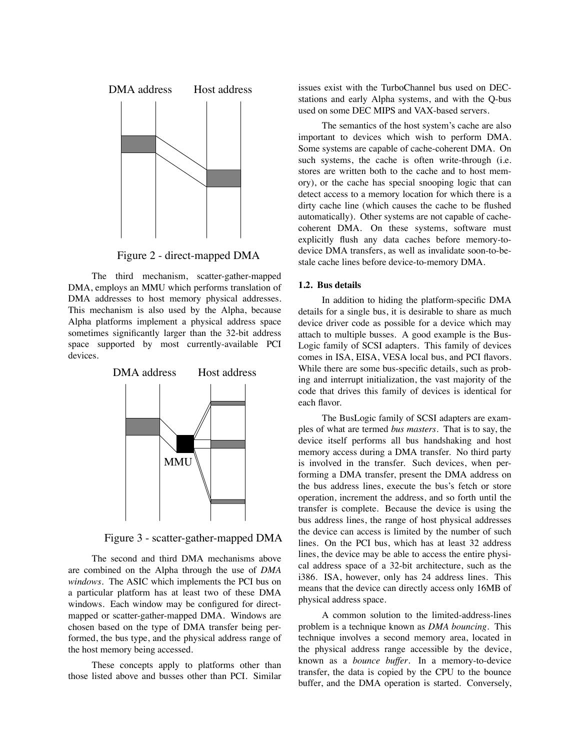DMA address Host address

Figure 2 - direct-mapped DMA

The third mechanism, scatter-gather-mapped DMA, employs an MMU which performs translation of DMA addresses to host memory physical addresses. This mechanism is also used by the Alpha, because Alpha platforms implement a physical address space sometimes significantly larger than the 32-bit address space supported by most currently-available PCI devices.

DMA address Host address

MMU

Figure 3 - scatter-gather-mapped DMA

The second and third DMA mechanisms above are combined on the Alpha through the use of *DMA windows*. The ASIC which implements the PCI bus on a particular platform has at least two of these DMA windows. Each window may be configured for direct-mapped or scatter-gather-mapped DMA. Windows are chosen based on the type of DMA transfer being performed, the bus type, and the physical address range of the host memory being accessed.

These concepts apply to platforms other than those listed above and busses other than PCI. Similar issues exist with the TurboChannel bus used on DECstations and early Alpha systems, and with the Q-bus used on some DEC MIPS and VAX-based servers.

The semantics of the host system's cache are also important to devices which wish to perform DMA. Some systems are capable of cache-coherent DMA. On such systems, the cache is often write-through (i.e. stores are written both to the cache and to host memory), or the cache has special snooping logic that can detect access to a memory location for which there is a dirty cache line (which causes the cache to be flushed automatically). Other systems are not capable of cache-coherent DMA. On these systems, software must explicitly flush any data caches before memory-to-device DMA transfers, as well as invalidate soon-to-be-stale cache lines before device-to-memory DMA.

### 1.2. Bus details

In addition to hiding the platform-specific DMA details for a single bus, it is desirable to share as much device driver code as possible for a device which may attach to multiple busses. A good example is the BusLogic family of SCSI adapters. This family of devices comes in ISA, EISA, VESA local bus, and PCI flavors. While there are some bus-specific details, such as probing and interrupt initialization, the vast majority of the code that drives this family of devices is identical for each flavor.

The BusLogic family of SCSI adapters are examples of what are termed *bus masters*. That is to say, the device itself performs all bus handshaking and host memory access during a DMA transfer. No third party is involved in the transfer. Such devices, when performing a DMA transfer, present the DMA address on the bus address lines, execute the bus's fetch or store operation, increment the address, and so forth until the transfer is complete. Because the device is using the bus address lines, the range of host physical addresses the device can access is limited by the number of such lines. On the PCI bus, which has at least 32 address lines, the device may be able to access the entire physical address space of a 32-bit architecture, such as the i386. ISA, however, only has 24 address lines. This means that the device can directly access only 16MB of physical address space.

A common solution to the limited-address-lines problem is a technique known as *DMA bouncing*. This technique involves a second memory area, located in the physical address range accessible by the device, known as a *bounce buffer*. In a memory-to-device transfer, the data is copied by the CPU to the bounce buffer, and the DMA operation is started. Conversely,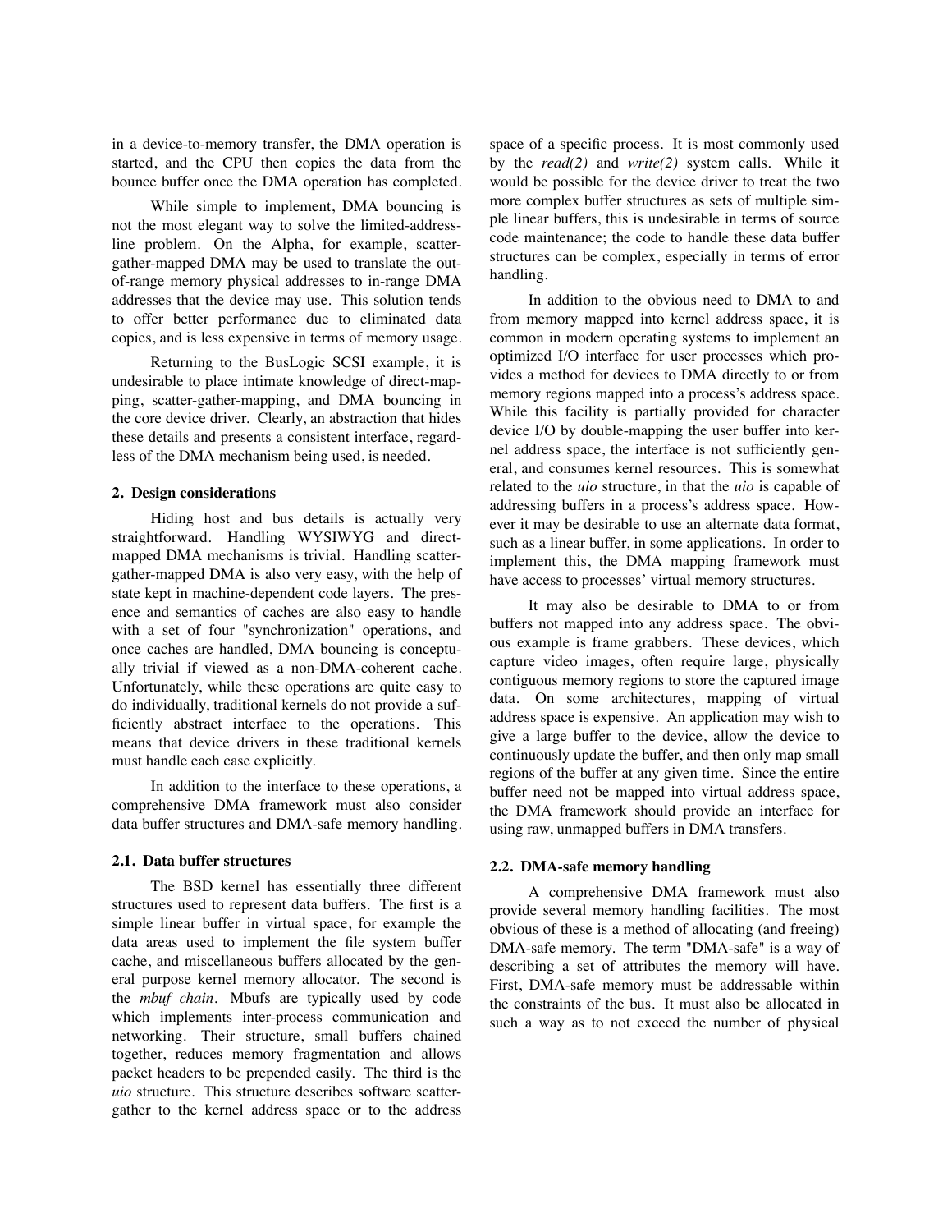in a device-to-memory transfer, the DMA operation is started, and the CPU then copies the data from the bounce buffer once the DMA operation has completed.

While simple to implement, DMA bouncing is not the most elegant way to solve the limited-address-line problem. On the Alpha, for example, scatter-gather-mapped DMA may be used to translate the out-of-range memory physical addresses to in-range DMA addresses that the device may use. This solution tends to offer better performance due to eliminated data copies, and is less expensive in terms of memory usage.

Returning to the BusLogic SCSI example, it is undesirable to place intimate knowledge of direct-mapping, scatter-gather-mapping, and DMA bouncing in the core device driver. Clearly, an abstraction that hides these details and presents a consistent interface, regardless of the DMA mechanism being used, is needed.

## 2. Design considerations

Hiding host and bus details is actually very straightforward. Handling WYSIWYG and direct-mapped DMA mechanisms is trivial. Handling scatter-gather-mapped DMA is also very easy, with the help of state kept in machine-dependent code layers. The presence and semantics of caches are also easy to handle with a set of four "synchronization" operations, and once caches are handled, DMA bouncing is conceptually trivial if viewed as a non-DMA-coherent cache. Unfortunately, while these operations are quite easy to do individually, traditional kernels do not provide a sufficiently abstract interface to the operations. This means that device drivers in these traditional kernels must handle each case explicitly.

In addition to the interface to these operations, a comprehensive DMA framework must also consider data buffer structures and DMA-safe memory handling.

### 2.1. Data buffer structures

The BSD kernel has essentially three different structures used to represent data buffers. The first is a simple linear buffer in virtual space, for example the data areas used to implement the file system buffer cache, and miscellaneous buffers allocated by the general purpose kernel memory allocator. The second is the *mbuf chain*. Mbufs are typically used by code which implements inter-process communication and networking. Their structure, small buffers chained together, reduces memory fragmentation and allows packet headers to be prepended easily. The third is the *uio* structure. This structure describes software scatter-gather to the kernel address space or to the address space of a specific process. It is most commonly used by the *read(2)* and *write(2)* system calls. While it would be possible for the device driver to treat the two more complex buffer structures as sets of multiple simple linear buffers, this is undesirable in terms of source code maintenance; the code to handle these data buffer structures can be complex, especially in terms of error handling.

In addition to the obvious need to DMA to and from memory mapped into kernel address space, it is common in modern operating systems to implement an optimized I/O interface for user processes which provides a method for devices to DMA directly to or from memory regions mapped into a process's address space. While this facility is partially provided for character device I/O by double-mapping the user buffer into kernel address space, the interface is not sufficiently general, and consumes kernel resources. This is somewhat related to the *uio* structure, in that the *uio* is capable of addressing buffers in a process's address space. However it may be desirable to use an alternate data format, such as a linear buffer, in some applications. In order to implement this, the DMA mapping framework must have access to processes' virtual memory structures.

It may also be desirable to DMA to or from buffers not mapped into any address space. The obvious example is frame grabbers. These devices, which capture video images, often require large, physically contiguous memory regions to store the captured image data. On some architectures, mapping of virtual address space is expensive. An application may wish to give a large buffer to the device, allow the device to continuously update the buffer, and then only map small regions of the buffer at any given time. Since the entire buffer need not be mapped into virtual address space, the DMA framework should provide an interface for using raw, unmapped buffers in DMA transfers.

### 2.2. DMA-safe memory handling

A comprehensive DMA framework must also provide several memory handling facilities. The most obvious of these is a method of allocating (and freeing) DMA-safe memory. The term "DMA-safe" is a way of describing a set of attributes the memory will have. First, DMA-safe memory must be addressable within the constraints of the bus. It must also be allocated in such a way as to not exceed the number of physical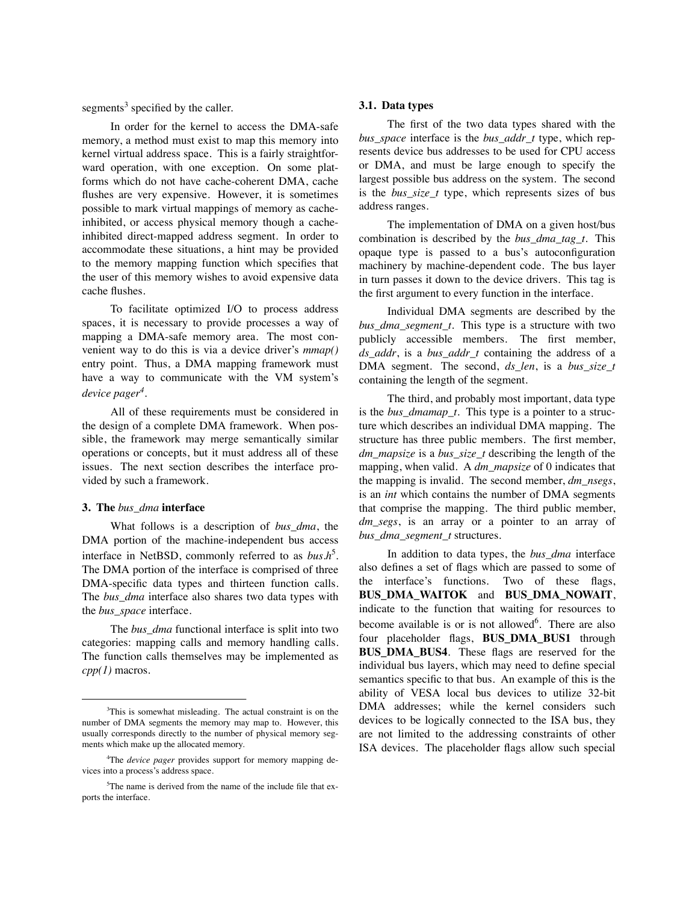segments[3] specified by the caller.

In order for the kernel to access the DMA-safe memory, a method must exist to map this memory into kernel virtual address space. This is a fairly straightforward operation, with one exception. On some platforms which do not have cache-coherent DMA, cache flushes are very expensive. However, it is sometimes possible to mark virtual mappings of memory as cache-inhibited, or access physical memory though a cache-inhibited direct-mapped address segment. In order to accommodate these situations, a hint may be provided to the memory mapping function which specifies that the user of this memory wishes to avoid expensive data cache flushes.

To facilitate optimized I/O to process address spaces, it is necessary to provide processes a way of mapping a DMA-safe memory area. The most convenient way to do this is via a device driver's *mmap()* entry point. Thus, a DMA mapping framework must have a way to communicate with the VM system's *device pager*[4].

All of these requirements must be considered in the design of a complete DMA framework. When possible, the framework may merge semantically similar operations or concepts, but it must address all of these issues. The next section describes the interface provided by such a framework.

## 3. The *bus_dma* interface

What follows is a description of *bus_dma*, the DMA portion of the machine-independent bus access interface in NetBSD, commonly referred to as *bus.h*[5]. The DMA portion of the interface is comprised of three DMA-specific data types and thirteen function calls. The *bus_dma* interface also shares two data types with the *bus_space* interface.

The *bus_dma* functional interface is split into two categories: mapping calls and memory handling calls. The function calls themselves may be implemented as *cpp(1)* macros.

### 3.1. Data types

The first of the two data types shared with the *bus_space* interface is the *bus_addr_t* type, which represents device bus addresses to be used for CPU access or DMA, and must be large enough to specify the largest possible bus address on the system. The second is the *bus_size_t* type, which represents sizes of bus address ranges.

The implementation of DMA on a given host/bus combination is described by the *bus_dma_tag_t*. This opaque type is passed to a bus's autoconfiguration machinery by machine-dependent code. The bus layer in turn passes it down to the device drivers. This tag is the first argument to every function in the interface.

Individual DMA segments are described by the *bus_dma_segment_t*. This type is a structure with two publicly accessible members. The first member, *ds_addr*, is a *bus_addr_t* containing the address of a DMA segment. The second, *ds_len*, is a *bus_size_t* containing the length of the segment.

The third, and probably most important, data type is the *bus_dmamap_t*. This type is a pointer to a structure which describes an individual DMA mapping. The structure has three public members. The first member, *dm_mapsize* is a *bus_size_t* describing the length of the mapping, when valid. A *dm_mapsize* of 0 indicates that the mapping is invalid. The second member, *dm_nsegs*, is an *int* which contains the number of DMA segments that comprise the mapping. The third public member, *dm_segs*, is an array or a pointer to an array of *bus_dma_segment_t* structures.

In addition to data types, the *bus_dma* interface also defines a set of flags which are passed to some of the interface's functions. Two of these flags, **BUS_DMA_WAITOK** and **BUS_DMA_NOWAIT**, indicate to the function that waiting for resources to become available is or is not allowed[6]. There are also four placeholder flags, **BUS_DMA_BUS1** through **BUS_DMA_BUS4**. These flags are reserved for the individual bus layers, which may need to define special semantics specific to that bus. An example of this is the ability of VESA local bus devices to utilize 32-bit DMA addresses; while the kernel considers such devices to be logically connected to the ISA bus, they are not limited to the addressing constraints of other ISA devices. The placeholder flags allow such special

---

[3] This is somewhat misleading. The actual constraint is on the number of DMA segments the memory may map to. However, this usually corresponds directly to the number of physical memory segments which make up the allocated memory.

[4] The *device pager* provides support for memory mapping devices into a process's address space.

[5] The name is derived from the name of the include file that exports the interface.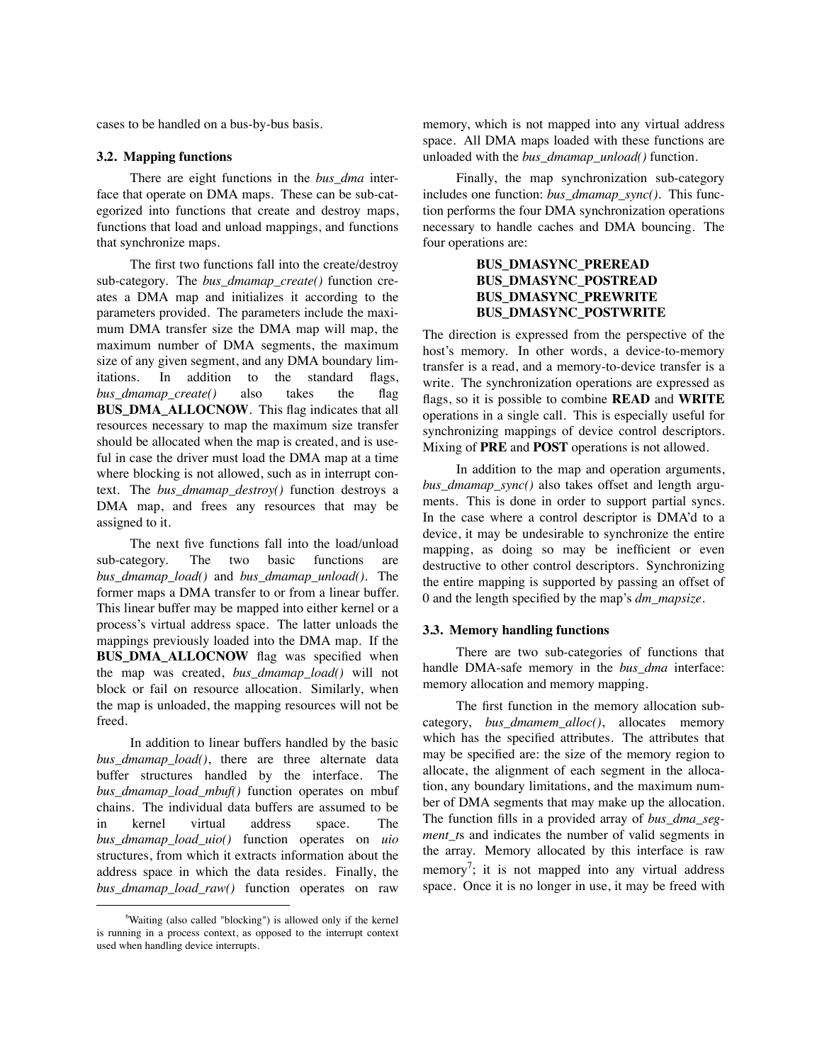cases to be handled on a bus-by-bus basis.

### 3.2. Mapping functions

There are eight functions in the *bus_dma* interface that operate on DMA maps. These can be sub-categorized into functions that create and destroy maps, functions that load and unload mappings, and functions that synchronize maps.

The first two functions fall into the create/destroy sub-category. The *bus_dmamap_create()* function creates a DMA map and initializes it according to the parameters provided. The parameters include the maximum DMA transfer size the DMA map will map, the maximum number of DMA segments, the maximum size of any given segment, and any DMA boundary limitations. In addition to the standard flags, *bus_dmamap_create()* also takes the flag **BUS_DMA_ALLOCNOW**. This flag indicates that all resources necessary to map the maximum size transfer should be allocated when the map is created, and is useful in case the driver must load the DMA map at a time where blocking is not allowed, such as in interrupt context. The *bus_dmamap_destroy()* function destroys a DMA map, and frees any resources that may be assigned to it.

The next five functions fall into the load/unload sub-category. The two basic functions are *bus_dmamap_load()* and *bus_dmamap_unload()*. The former maps a DMA transfer to or from a linear buffer. This linear buffer may be mapped into either kernel or a process's virtual address space. The latter unloads the mappings previously loaded into the DMA map. If the **BUS_DMA_ALLOCNOW** flag was specified when the map was created, *bus_dmamap_load()* will not block or fail on resource allocation. Similarly, when the map is unloaded, the mapping resources will not be freed.

In addition to linear buffers handled by the basic *bus_dmamap_load()*, there are three alternate data buffer structures handled by the interface. The *bus_dmamap_load_mbuf()* function operates on mbuf chains. The individual data buffers are assumed to be in kernel virtual address space. The *bus_dmamap_load_uio()* function operates on *uio* structures, from which it extracts information about the address space in which the data resides. Finally, the *bus_dmamap_load_raw()* function operates on raw memory, which is not mapped into any virtual address space. All DMA maps loaded with these functions are unloaded with the *bus_dmamap_unload()* function.

Finally, the map synchronization sub-category includes one function: *bus_dmamap_sync()*. This function performs the four DMA synchronization operations necessary to handle caches and DMA bouncing. The four operations are:

**BUS_DMASYNC_PREREAD**
**BUS_DMASYNC_POSTREAD**
**BUS_DMASYNC_PREWRITE**
**BUS_DMASYNC_POSTWRITE**

The direction is expressed from the perspective of the host's memory. In other words, a device-to-memory transfer is a read, and a memory-to-device transfer is a write. The synchronization operations are expressed as flags, so it is possible to combine **READ** and **WRITE** operations in a single call. This is especially useful for synchronizing mappings of device control descriptors. Mixing of **PRE** and **POST** operations is not allowed.

In addition to the map and operation arguments, *bus_dmamap_sync()* also takes offset and length arguments. This is done in order to support partial syncs. In the case where a control descriptor is DMA'd to a device, it may be undesirable to synchronize the entire mapping, as doing so may be inefficient or even destructive to other control descriptors. Synchronizing the entire mapping is supported by passing an offset of 0 and the length specified by the map's *dm_mapsize*.

### 3.3. Memory handling functions

There are two sub-categories of functions that handle DMA-safe memory in the *bus_dma* interface: memory allocation and memory mapping.

The first function in the memory allocation sub-category, *bus_dmamem_alloc()*, allocates memory which has the specified attributes. The attributes that may be specified are: the size of the memory region to allocate, the alignment of each segment in the allocation, any boundary limitations, and the maximum number of DMA segments that may make up the allocation. The function fills in a provided array of *bus_dma_segment_t*s and indicates the number of valid segments in the array. Memory allocated by this interface is raw memory[7]; it is not mapped into any virtual address space. Once it is no longer in use, it may be freed with

---

[6]Waiting (also called "blocking") is allowed only if the kernel is running in a process context, as opposed to the interrupt context used when handling device interrupts.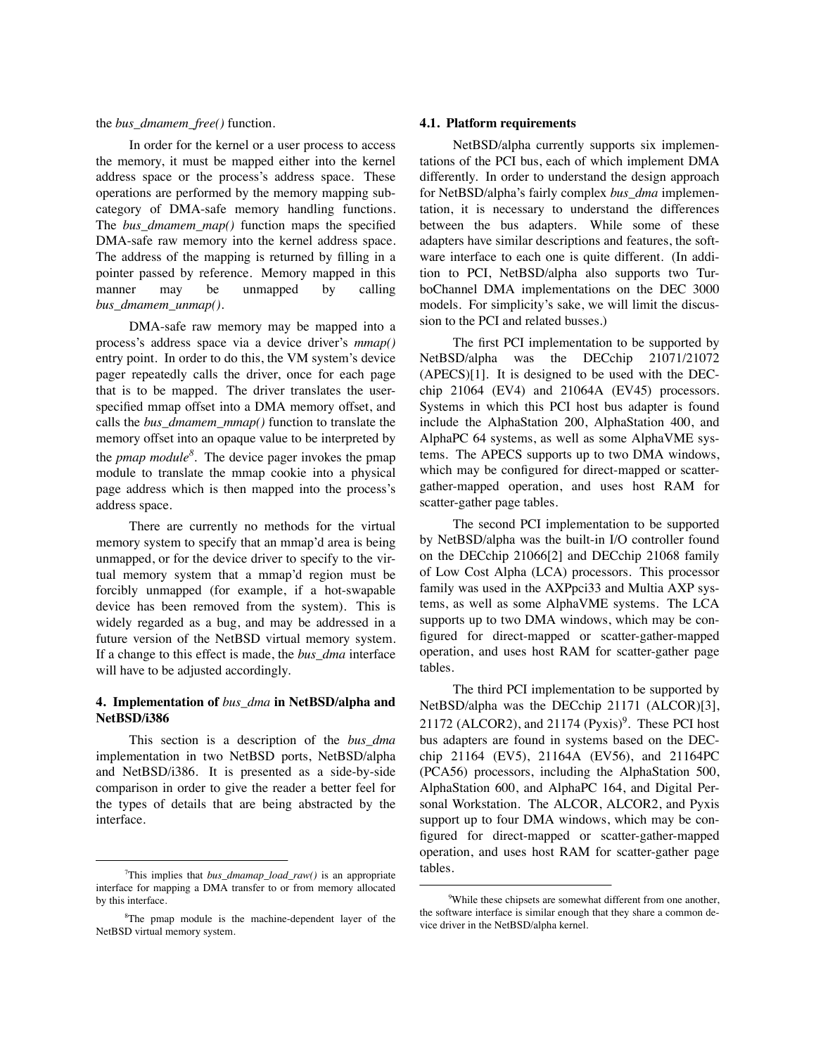the *bus_dmamem_free()* function.

In order for the kernel or a user process to access the memory, it must be mapped either into the kernel address space or the process's address space. These operations are performed by the memory mapping subcategory of DMA-safe memory handling functions. The *bus_dmamem_map()* function maps the specified DMA-safe raw memory into the kernel address space. The address of the mapping is returned by filling in a pointer passed by reference. Memory mapped in this manner may be unmapped by calling *bus_dmamem_unmap()*.

DMA-safe raw memory may be mapped into a process's address space via a device driver's *mmap()* entry point. In order to do this, the VM system's device pager repeatedly calls the driver, once for each page that is to be mapped. The driver translates the user-specified mmap offset into a DMA memory offset, and calls the *bus_dmamem_mmap()* function to translate the memory offset into an opaque value to be interpreted by the *pmap module*[8]. The device pager invokes the pmap module to translate the mmap cookie into a physical page address which is then mapped into the process's address space.

There are currently no methods for the virtual memory system to specify that an mmap'd area is being unmapped, or for the device driver to specify to the virtual memory system that a mmap'd region must be forcibly unmapped (for example, if a hot-swapable device has been removed from the system). This is widely regarded as a bug, and may be addressed in a future version of the NetBSD virtual memory system. If a change to this effect is made, the *bus_dma* interface will have to be adjusted accordingly.

## 4. Implementation of *bus_dma* in NetBSD/alpha and NetBSD/i386

This section is a description of the *bus_dma* implementation in two NetBSD ports, NetBSD/alpha and NetBSD/i386. It is presented as a side-by-side comparison in order to give the reader a better feel for the types of details that are being abstracted by the interface.

[7] This implies that *bus_dmamap_load_raw()* is an appropriate interface for mapping a DMA transfer to or from memory allocated by this interface.

[8] The pmap module is the machine-dependent layer of the NetBSD virtual memory system.

### 4.1. Platform requirements

NetBSD/alpha currently supports six implementations of the PCI bus, each of which implement DMA differently. In order to understand the design approach for NetBSD/alpha's fairly complex *bus_dma* implementation, it is necessary to understand the differences between the bus adapters. While some of these adapters have similar descriptions and features, the software interface to each one is quite different. (In addition to PCI, NetBSD/alpha also supports two TurboChannel DMA implementations on the DEC 3000 models. For simplicity's sake, we will limit the discussion to the PCI and related busses.)

The first PCI implementation to be supported by NetBSD/alpha was the DECchip 21071/21072 (APECS)[1]. It is designed to be used with the DECchip 21064 (EV4) and 21064A (EV45) processors. Systems in which this PCI host bus adapter is found include the AlphaStation 200, AlphaStation 400, and AlphaPC 64 systems, as well as some AlphaVME systems. The APECS supports up to two DMA windows, which may be configured for direct-mapped or scatter-gather-mapped operation, and uses host RAM for scatter-gather page tables.

The second PCI implementation to be supported by NetBSD/alpha was the built-in I/O controller found on the DECchip 21066[2] and DECchip 21068 family of Low Cost Alpha (LCA) processors. This processor family was used in the AXPpci33 and Multia AXP systems, as well as some AlphaVME systems. The LCA supports up to two DMA windows, which may be configured for direct-mapped or scatter-gather-mapped operation, and uses host RAM for scatter-gather page tables.

The third PCI implementation to be supported by NetBSD/alpha was the DECchip 21171 (ALCOR)[3], 21172 (ALCOR2), and 21174 (Pyxis)[9]. These PCI host bus adapters are found in systems based on the DECchip 21164 (EV5), 21164A (EV56), and 21164PC (PCA56) processors, including the AlphaStation 500, AlphaStation 600, and AlphaPC 164, and Digital Personal Workstation. The ALCOR, ALCOR2, and Pyxis support up to four DMA windows, which may be configured for direct-mapped or scatter-gather-mapped operation, and uses host RAM for scatter-gather page tables.

[9] While these chipsets are somewhat different from one another, the software interface is similar enough that they share a common device driver in the NetBSD/alpha kernel.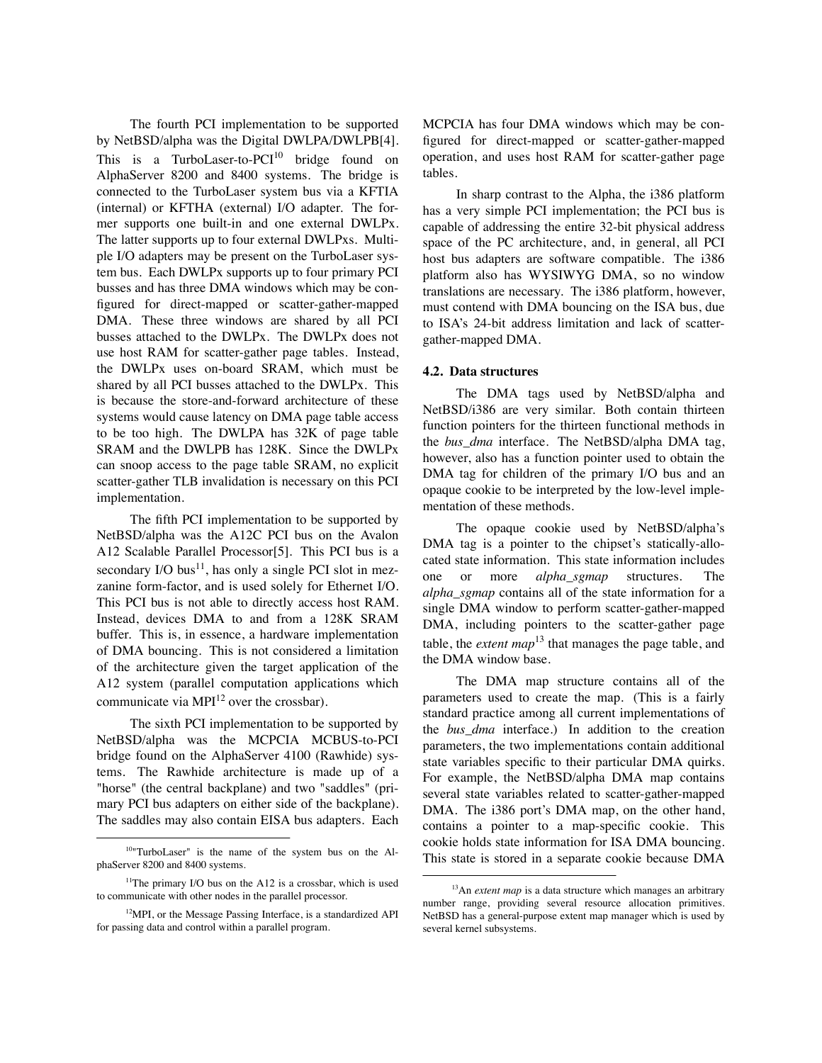The fourth PCI implementation to be supported by NetBSD/alpha was the Digital DWLPA/DWLPB[4]. This is a TurboLaser-to-PCI[10] bridge found on AlphaServer 8200 and 8400 systems. The bridge is connected to the TurboLaser system bus via a KFTIA (internal) or KFTHA (external) I/O adapter. The former supports one built-in and one external DWLPx. The latter supports up to four external DWLPxs. Multiple I/O adapters may be present on the TurboLaser system bus. Each DWLPx supports up to four primary PCI busses and has three DMA windows which may be configured for direct-mapped or scatter-gather-mapped DMA. These three windows are shared by all PCI busses attached to the DWLPx. The DWLPx does not use host RAM for scatter-gather page tables. Instead, the DWLPx uses on-board SRAM, which must be shared by all PCI busses attached to the DWLPx. This is because the store-and-forward architecture of these systems would cause latency on DMA page table access to be too high. The DWLPA has 32K of page table SRAM and the DWLPB has 128K. Since the DWLPx can snoop access to the page table SRAM, no explicit scatter-gather TLB invalidation is necessary on this PCI implementation.

The fifth PCI implementation to be supported by NetBSD/alpha was the A12C PCI bus on the Avalon A12 Scalable Parallel Processor[5]. This PCI bus is a secondary I/O bus[11], has only a single PCI slot in mezzanine form-factor, and is used solely for Ethernet I/O. This PCI bus is not able to directly access host RAM. Instead, devices DMA to and from a 128K SRAM buffer. This is, in essence, a hardware implementation of DMA bouncing. This is not considered a limitation of the architecture given the target application of the A12 system (parallel computation applications which communicate via MPI[12] over the crossbar).

The sixth PCI implementation to be supported by NetBSD/alpha was the MCPCIA MCBUS-to-PCI bridge found on the AlphaServer 4100 (Rawhide) systems. The Rawhide architecture is made up of a "horse" (the central backplane) and two "saddles" (primary PCI bus adapters on either side of the backplane). The saddles may also contain EISA bus adapters. Each MCPCIA has four DMA windows which may be configured for direct-mapped or scatter-gather-mapped operation, and uses host RAM for scatter-gather page tables.

In sharp contrast to the Alpha, the i386 platform has a very simple PCI implementation; the PCI bus is capable of addressing the entire 32-bit physical address space of the PC architecture, and, in general, all PCI host bus adapters are software compatible. The i386 platform also has WYSIWYG DMA, so no window translations are necessary. The i386 platform, however, must contend with DMA bouncing on the ISA bus, due to ISA's 24-bit address limitation and lack of scatter-gather-mapped DMA.

### 4.2. Data structures

The DMA tags used by NetBSD/alpha and NetBSD/i386 are very similar. Both contain thirteen function pointers for the thirteen functional methods in the *bus_dma* interface. The NetBSD/alpha DMA tag, however, also has a function pointer used to obtain the DMA tag for children of the primary I/O bus and an opaque cookie to be interpreted by the low-level implementation of these methods.

The opaque cookie used by NetBSD/alpha's DMA tag is a pointer to the chipset's statically-allocated state information. This state information includes one or more *alpha_sgmap* structures. The *alpha_sgmap* contains all of the state information for a single DMA window to perform scatter-gather-mapped DMA, including pointers to the scatter-gather page table, the *extent map*[13] that manages the page table, and the DMA window base.

The DMA map structure contains all of the parameters used to create the map. (This is a fairly standard practice among all current implementations of the *bus_dma* interface.) In addition to the creation parameters, the two implementations contain additional state variables specific to their particular DMA quirks. For example, the NetBSD/alpha DMA map contains several state variables related to scatter-gather-mapped DMA. The i386 port's DMA map, on the other hand, contains a pointer to a map-specific cookie. This cookie holds state information for ISA DMA bouncing. This state is stored in a separate cookie because DMA

---

[10] "TurboLaser" is the name of the system bus on the AlphaServer 8200 and 8400 systems.

[11] The primary I/O bus on the A12 is a crossbar, which is used to communicate with other nodes in the parallel processor.

[12] MPI, or the Message Passing Interface, is a standardized API for passing data and control within a parallel program.

[13] An *extent map* is a data structure which manages an arbitrary number range, providing several resource allocation primitives. NetBSD has a general-purpose extent map manager which is used by several kernel subsystems.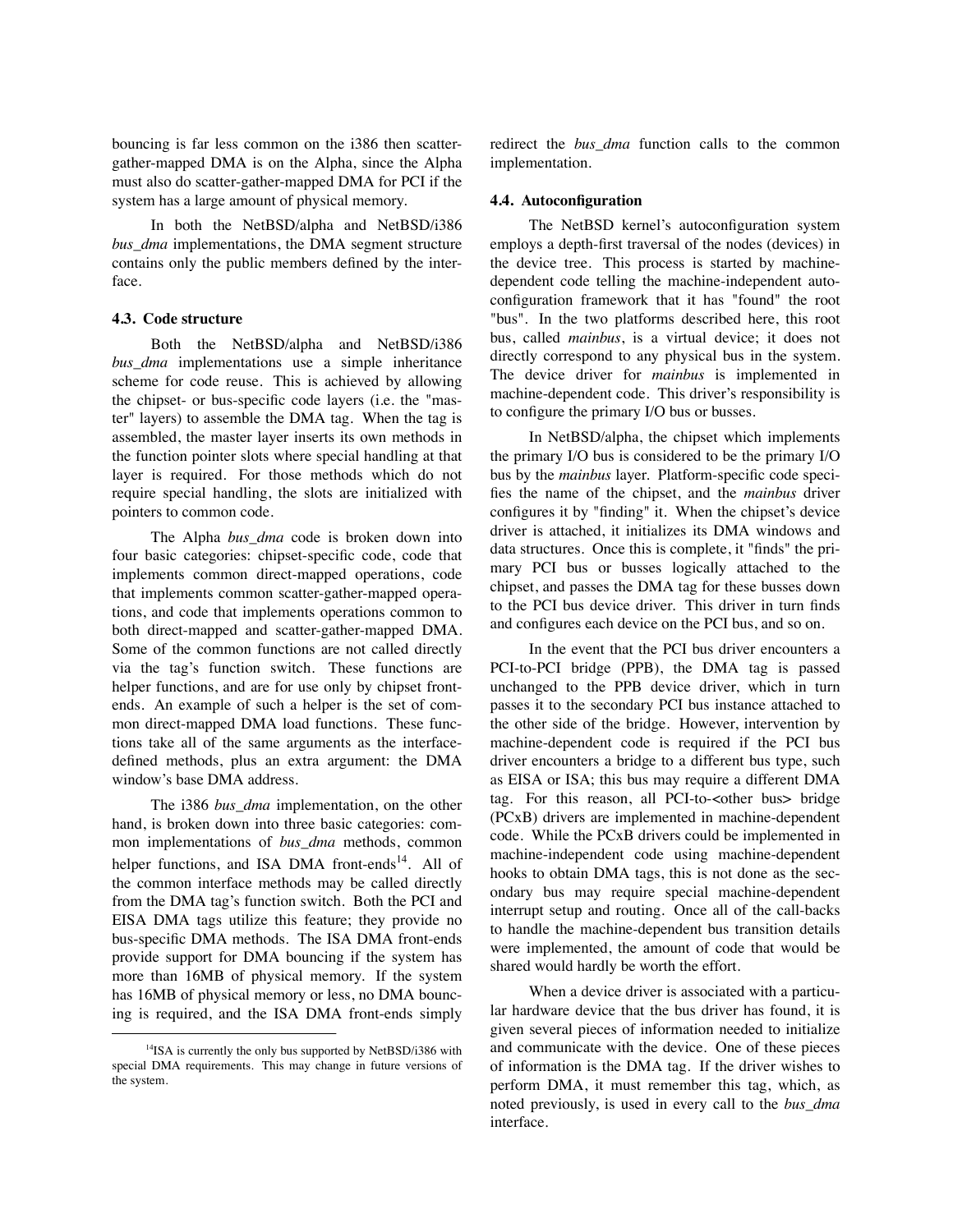bouncing is far less common on the i386 then scatter-gather-mapped DMA is on the Alpha, since the Alpha must also do scatter-gather-mapped DMA for PCI if the system has a large amount of physical memory.

In both the NetBSD/alpha and NetBSD/i386 *bus_dma* implementations, the DMA segment structure contains only the public members defined by the interface.

### 4.3. Code structure

Both the NetBSD/alpha and NetBSD/i386 *bus_dma* implementations use a simple inheritance scheme for code reuse. This is achieved by allowing the chipset- or bus-specific code layers (i.e. the "master" layers) to assemble the DMA tag. When the tag is assembled, the master layer inserts its own methods in the function pointer slots where special handling at that layer is required. For those methods which do not require special handling, the slots are initialized with pointers to common code.

The Alpha *bus_dma* code is broken down into four basic categories: chipset-specific code, code that implements common direct-mapped operations, code that implements common scatter-gather-mapped operations, and code that implements operations common to both direct-mapped and scatter-gather-mapped DMA. Some of the common functions are not called directly via the tag's function switch. These functions are helper functions, and are for use only by chipset front-ends. An example of such a helper is the set of common direct-mapped DMA load functions. These functions take all of the same arguments as the interface-defined methods, plus an extra argument: the DMA window's base DMA address.

The i386 *bus_dma* implementation, on the other hand, is broken down into three basic categories: common implementations of *bus_dma* methods, common helper functions, and ISA DMA front-ends[14]. All of the common interface methods may be called directly from the DMA tag's function switch. Both the PCI and EISA DMA tags utilize this feature; they provide no bus-specific DMA methods. The ISA DMA front-ends provide support for DMA bouncing if the system has more than 16MB of physical memory. If the system has 16MB of physical memory or less, no DMA bouncing is required, and the ISA DMA front-ends simply redirect the *bus_dma* function calls to the common implementation.

[14] ISA is currently the only bus supported by NetBSD/i386 with special DMA requirements. This may change in future versions of the system.

### 4.4. Autoconfiguration

The NetBSD kernel's autoconfiguration system employs a depth-first traversal of the nodes (devices) in the device tree. This process is started by machine-dependent code telling the machine-independent autoconfiguration framework that it has "found" the root "bus". In the two platforms described here, this root bus, called *mainbus*, is a virtual device; it does not directly correspond to any physical bus in the system. The device driver for *mainbus* is implemented in machine-dependent code. This driver's responsibility is to configure the primary I/O bus or busses.

In NetBSD/alpha, the chipset which implements the primary I/O bus is considered to be the primary I/O bus by the *mainbus* layer. Platform-specific code specifies the name of the chipset, and the *mainbus* driver configures it by "finding" it. When the chipset's device driver is attached, it initializes its DMA windows and data structures. Once this is complete, it "finds" the primary PCI bus or busses logically attached to the chipset, and passes the DMA tag for these busses down to the PCI bus device driver. This driver in turn finds and configures each device on the PCI bus, and so on.

In the event that the PCI bus driver encounters a PCI-to-PCI bridge (PPB), the DMA tag is passed unchanged to the PPB device driver, which in turn passes it to the secondary PCI bus instance attached to the other side of the bridge. However, intervention by machine-dependent code is required if the PCI bus driver encounters a bridge to a different bus type, such as EISA or ISA; this bus may require a different DMA tag. For this reason, all PCI-to-<other bus> bridge (PCxB) drivers are implemented in machine-dependent code. While the PCxB drivers could be implemented in machine-independent code using machine-dependent hooks to obtain DMA tags, this is not done as the secondary bus may require special machine-dependent interrupt setup and routing. Once all of the call-backs to handle the machine-dependent bus transition details were implemented, the amount of code that would be shared would hardly be worth the effort.

When a device driver is associated with a particular hardware device that the bus driver has found, it is given several pieces of information needed to initialize and communicate with the device. One of these pieces of information is the DMA tag. If the driver wishes to perform DMA, it must remember this tag, which, as noted previously, is used in every call to the *bus_dma* interface.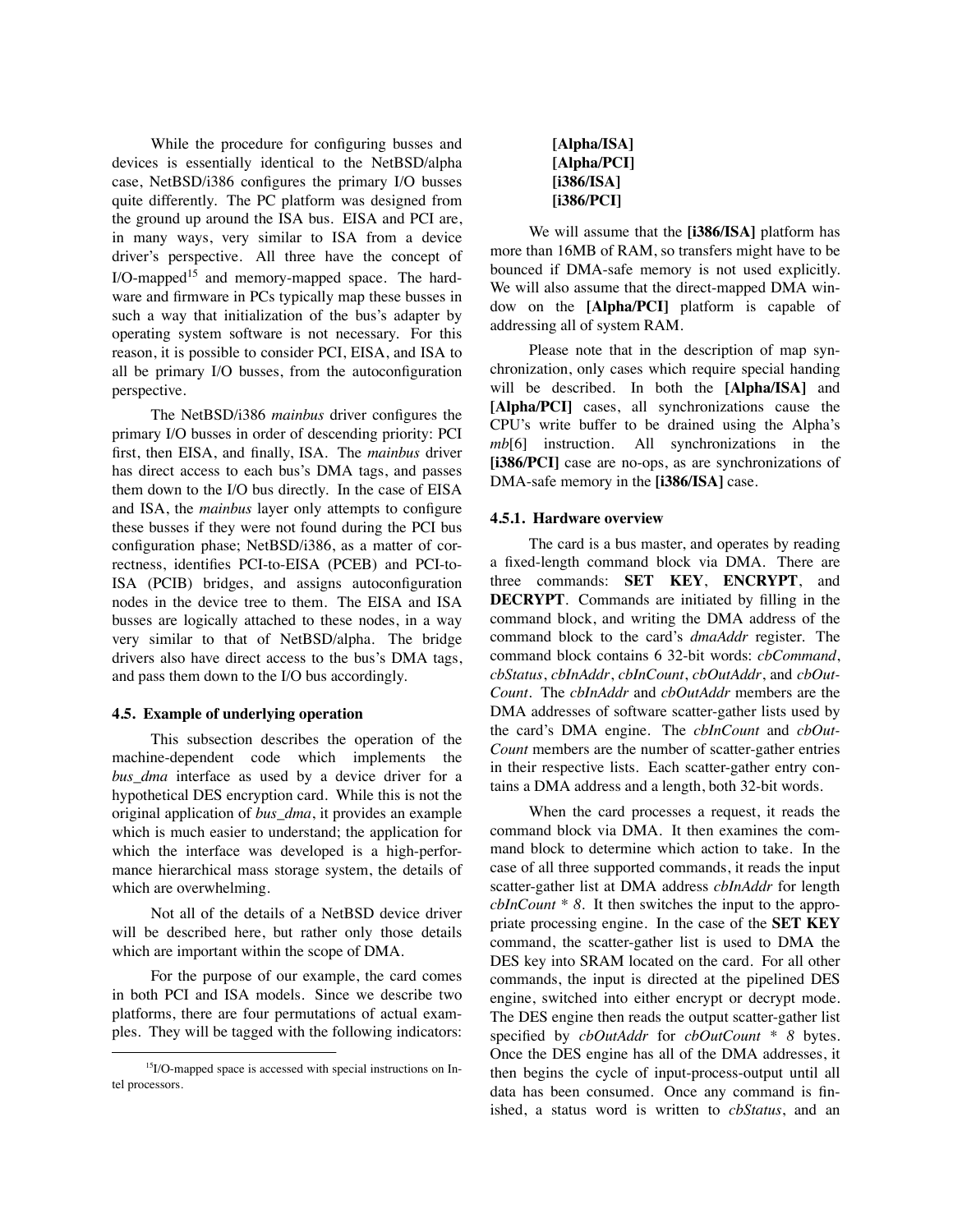While the procedure for configuring busses and devices is essentially identical to the NetBSD/alpha case, NetBSD/i386 configures the primary I/O busses quite differently. The PC platform was designed from the ground up around the ISA bus. EISA and PCI are, in many ways, very similar to ISA from a device driver's perspective. All three have the concept of I/O-mapped[15] and memory-mapped space. The hardware and firmware in PCs typically map these busses in such a way that initialization of the bus's adapter by operating system software is not necessary. For this reason, it is possible to consider PCI, EISA, and ISA to all be primary I/O busses, from the autoconfiguration perspective.

The NetBSD/i386 *mainbus* driver configures the primary I/O busses in order of descending priority: PCI first, then EISA, and finally, ISA. The *mainbus* driver has direct access to each bus's DMA tags, and passes them down to the I/O bus directly. In the case of EISA and ISA, the *mainbus* layer only attempts to configure these busses if they were not found during the PCI bus configuration phase; NetBSD/i386, as a matter of correctness, identifies PCI-to-EISA (PCEB) and PCI-to-ISA (PCIB) bridges, and assigns autoconfiguration nodes in the device tree to them. The EISA and ISA busses are logically attached to these nodes, in a way very similar to that of NetBSD/alpha. The bridge drivers also have direct access to the bus's DMA tags, and pass them down to the I/O bus accordingly.

### 4.5. Example of underlying operation

This subsection describes the operation of the machine-dependent code which implements the *bus_dma* interface as used by a device driver for a hypothetical DES encryption card. While this is not the original application of *bus_dma*, it provides an example which is much easier to understand; the application for which the interface was developed is a high-performance hierarchical mass storage system, the details of which are overwhelming.

Not all of the details of a NetBSD device driver will be described here, but rather only those details which are important within the scope of DMA.

For the purpose of our example, the card comes in both PCI and ISA models. Since we describe two platforms, there are four permutations of actual examples. They will be tagged with the following indicators:

**[Alpha/ISA]**
**[Alpha/PCI]**
**[i386/ISA]**
**[i386/PCI]**

We will assume that the **[i386/ISA]** platform has more than 16MB of RAM, so transfers might have to be bounced if DMA-safe memory is not used explicitly. We will also assume that the direct-mapped DMA window on the **[Alpha/PCI]** platform is capable of addressing all of system RAM.

Please note that in the description of map synchronization, only cases which require special handing will be described. In both the **[Alpha/ISA]** and **[Alpha/PCI]** cases, all synchronizations cause the CPU's write buffer to be drained using the Alpha's *mb*[6] instruction. All synchronizations in the **[i386/PCI]** case are no-ops, as are synchronizations of DMA-safe memory in the **[i386/ISA]** case.

#### 4.5.1. Hardware overview

The card is a bus master, and operates by reading a fixed-length command block via DMA. There are three commands: **SET KEY**, **ENCRYPT**, and **DECRYPT**. Commands are initiated by filling in the command block, and writing the DMA address of the command block to the card's *dmaAddr* register. The command block contains 6 32-bit words: *cbCommand*, *cbStatus*, *cbInAddr*, *cbInCount*, *cbOutAddr*, and *cbOutCount*. The *cbInAddr* and *cbOutAddr* members are the DMA addresses of software scatter-gather lists used by the card's DMA engine. The *cbInCount* and *cbOutCount* members are the number of scatter-gather entries in their respective lists. Each scatter-gather entry contains a DMA address and a length, both 32-bit words.

When the card processes a request, it reads the command block via DMA. It then examines the command block to determine which action to take. In the case of all three supported commands, it reads the input scatter-gather list at DMA address *cbInAddr* for length *cbInCount * 8*. It then switches the input to the appropriate processing engine. In the case of the **SET KEY** command, the scatter-gather list is used to DMA the DES key into SRAM located on the card. For all other commands, the input is directed at the pipelined DES engine, switched into either encrypt or decrypt mode. The DES engine then reads the output scatter-gather list specified by *cbOutAddr* for *cbOutCount * 8* bytes. Once the DES engine has all of the DMA addresses, it then begins the cycle of input-process-output until all data has been consumed. Once any command is finished, a status word is written to *cbStatus*, and an

[15] I/O-mapped space is accessed with special instructions on Intel processors.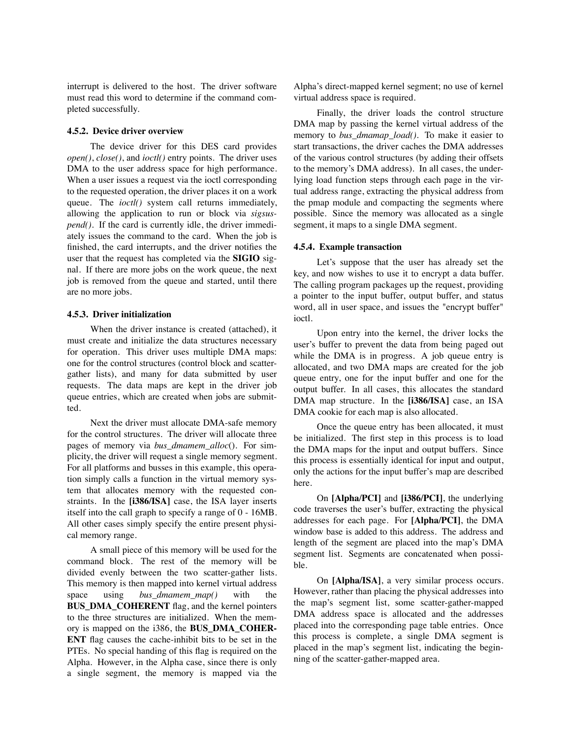interrupt is delivered to the host. The driver software must read this word to determine if the command completed successfully.

### 4.5.2. Device driver overview

The device driver for this DES card provides *open()*, *close()*, and *ioctl()* entry points. The driver uses DMA to the user address space for high performance. When a user issues a request via the ioctl corresponding to the requested operation, the driver places it on a work queue. The *ioctl()* system call returns immediately, allowing the application to run or block via *sigsuspend()*. If the card is currently idle, the driver immediately issues the command to the card. When the job is finished, the card interrupts, and the driver notifies the user that the request has completed via the **SIGIO** signal. If there are more jobs on the work queue, the next job is removed from the queue and started, until there are no more jobs.

### 4.5.3. Driver initialization

When the driver instance is created (attached), it must create and initialize the data structures necessary for operation. This driver uses multiple DMA maps: one for the control structures (control block and scatter-gather lists), and many for data submitted by user requests. The data maps are kept in the driver job queue entries, which are created when jobs are submitted.

Next the driver must allocate DMA-safe memory for the control structures. The driver will allocate three pages of memory via *bus_dmamem_alloc*(). For simplicity, the driver will request a single memory segment. For all platforms and busses in this example, this operation simply calls a function in the virtual memory system that allocates memory with the requested constraints. In the **[i386/ISA]** case, the ISA layer inserts itself into the call graph to specify a range of 0 - 16MB. All other cases simply specify the entire present physical memory range.

A small piece of this memory will be used for the command block. The rest of the memory will be divided evenly between the two scatter-gather lists. This memory is then mapped into kernel virtual address space using *bus_dmamem_map()* with the **BUS_DMA_COHERENT** flag, and the kernel pointers to the three structures are initialized. When the memory is mapped on the i386, the **BUS_DMA_COHERENT** flag causes the cache-inhibit bits to be set in the PTEs. No special handing of this flag is required on the Alpha. However, in the Alpha case, since there is only a single segment, the memory is mapped via the Alpha's direct-mapped kernel segment; no use of kernel virtual address space is required.

Finally, the driver loads the control structure DMA map by passing the kernel virtual address of the memory to *bus_dmamap_load()*. To make it easier to start transactions, the driver caches the DMA addresses of the various control structures (by adding their offsets to the memory's DMA address). In all cases, the underlying load function steps through each page in the virtual address range, extracting the physical address from the pmap module and compacting the segments where possible. Since the memory was allocated as a single segment, it maps to a single DMA segment.

### 4.5.4. Example transaction

Let's suppose that the user has already set the key, and now wishes to use it to encrypt a data buffer. The calling program packages up the request, providing a pointer to the input buffer, output buffer, and status word, all in user space, and issues the "encrypt buffer" ioctl.

Upon entry into the kernel, the driver locks the user's buffer to prevent the data from being paged out while the DMA is in progress. A job queue entry is allocated, and two DMA maps are created for the job queue entry, one for the input buffer and one for the output buffer. In all cases, this allocates the standard DMA map structure. In the **[i386/ISA]** case, an ISA DMA cookie for each map is also allocated.

Once the queue entry has been allocated, it must be initialized. The first step in this process is to load the DMA maps for the input and output buffers. Since this process is essentially identical for input and output, only the actions for the input buffer's map are described here.

On **[Alpha/PCI]** and **[i386/PCI]**, the underlying code traverses the user's buffer, extracting the physical addresses for each page. For **[Alpha/PCI]**, the DMA window base is added to this address. The address and length of the segment are placed into the map's DMA segment list. Segments are concatenated when possible.

On **[Alpha/ISA]**, a very similar process occurs. However, rather than placing the physical addresses into the map's segment list, some scatter-gather-mapped DMA address space is allocated and the addresses placed into the corresponding page table entries. Once this process is complete, a single DMA segment is placed in the map's segment list, indicating the beginning of the scatter-gather-mapped area.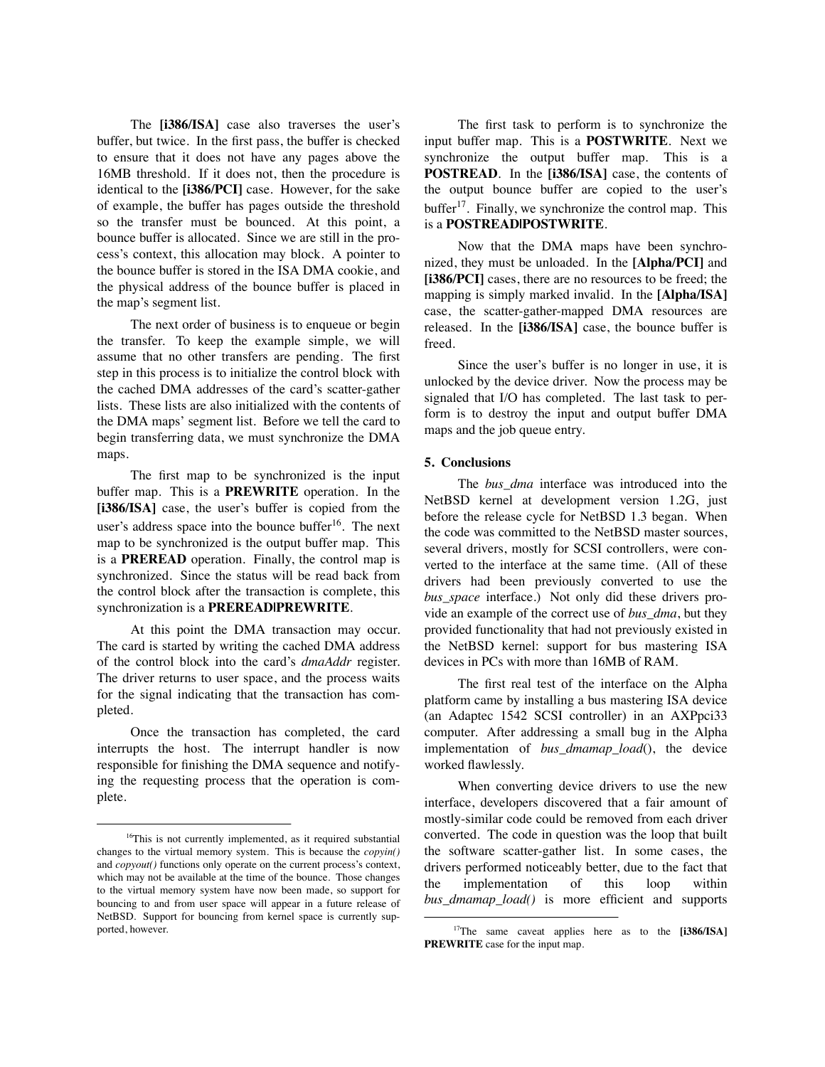The **[i386/ISA]** case also traverses the user's buffer, but twice. In the first pass, the buffer is checked to ensure that it does not have any pages above the 16MB threshold. If it does not, then the procedure is identical to the **[i386/PCI]** case. However, for the sake of example, the buffer has pages outside the threshold so the transfer must be bounced. At this point, a bounce buffer is allocated. Since we are still in the process's context, this allocation may block. A pointer to the bounce buffer is stored in the ISA DMA cookie, and the physical address of the bounce buffer is placed in the map's segment list.

The next order of business is to enqueue or begin the transfer. To keep the example simple, we will assume that no other transfers are pending. The first step in this process is to initialize the control block with the cached DMA addresses of the card's scatter-gather lists. These lists are also initialized with the contents of the DMA maps' segment list. Before we tell the card to begin transferring data, we must synchronize the DMA maps.

The first map to be synchronized is the input buffer map. This is a **PREWRITE** operation. In the **[i386/ISA]** case, the user's buffer is copied from the user's address space into the bounce buffer[16]. The next map to be synchronized is the output buffer map. This is a **PREREAD** operation. Finally, the control map is synchronized. Since the status will be read back from the control block after the transaction is complete, this synchronization is a **PREREAD|PREWRITE**.

At this point the DMA transaction may occur. The card is started by writing the cached DMA address of the control block into the card's *dmaAddr* register. The driver returns to user space, and the process waits for the signal indicating that the transaction has completed.

Once the transaction has completed, the card interrupts the host. The interrupt handler is now responsible for finishing the DMA sequence and notifying the requesting process that the operation is complete.

The first task to perform is to synchronize the input buffer map. This is a **POSTWRITE**. Next we synchronize the output buffer map. This is a **POSTREAD**. In the **[i386/ISA]** case, the contents of the output bounce buffer are copied to the user's buffer[17]. Finally, we synchronize the control map. This is a **POSTREAD|POSTWRITE**.

Now that the DMA maps have been synchronized, they must be unloaded. In the **[Alpha/PCI]** and **[i386/PCI]** cases, there are no resources to be freed; the mapping is simply marked invalid. In the **[Alpha/ISA]** case, the scatter-gather-mapped DMA resources are released. In the **[i386/ISA]** case, the bounce buffer is freed.

Since the user's buffer is no longer in use, it is unlocked by the device driver. Now the process may be signaled that I/O has completed. The last task to perform is to destroy the input and output buffer DMA maps and the job queue entry.

## 5. Conclusions

The *bus_dma* interface was introduced into the NetBSD kernel at development version 1.2G, just before the release cycle for NetBSD 1.3 began. When the code was committed to the NetBSD master sources, several drivers, mostly for SCSI controllers, were converted to the interface at the same time. (All of these drivers had been previously converted to use the *bus_space* interface.) Not only did these drivers provide an example of the correct use of *bus_dma*, but they provided functionality that had not previously existed in the NetBSD kernel: support for bus mastering ISA devices in PCs with more than 16MB of RAM.

The first real test of the interface on the Alpha platform came by installing a bus mastering ISA device (an Adaptec 1542 SCSI controller) in an AXPpci33 computer. After addressing a small bug in the Alpha implementation of *bus_dmamap_load*(), the device worked flawlessly.

When converting device drivers to use the new interface, developers discovered that a fair amount of mostly-similar code could be removed from each driver converted. The code in question was the loop that built the software scatter-gather list. In some cases, the drivers performed noticeably better, due to the fact that the implementation of this loop within *bus_dmamap_load()* is more efficient and supports

---

[16] This is not currently implemented, as it required substantial changes to the virtual memory system. This is because the *copyin()* and *copyout()* functions only operate on the current process's context, which may not be available at the time of the bounce. Those changes to the virtual memory system have now been made, so support for bouncing to and from user space will appear in a future release of NetBSD. Support for bouncing from kernel space is currently supported, however.

[17] The same caveat applies here as to the **[i386/ISA] PREWRITE** case for the input map.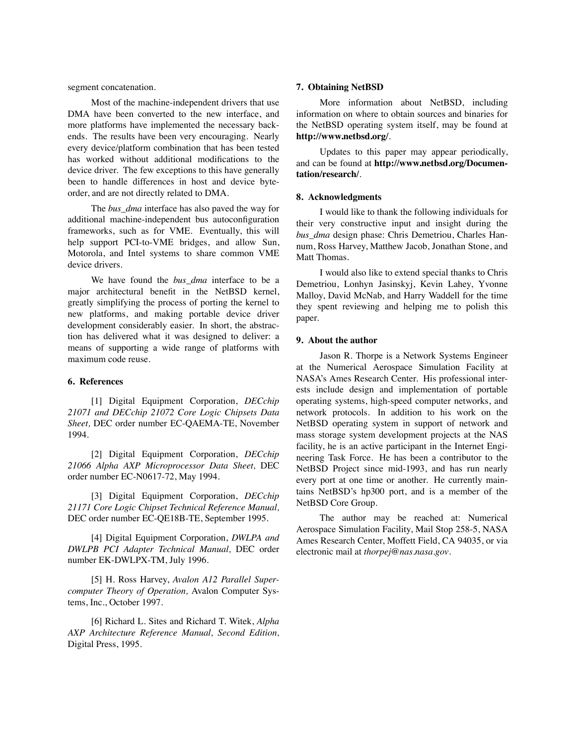segment concatenation.

Most of the machine-independent drivers that use DMA have been converted to the new interface, and more platforms have implemented the necessary backends. The results have been very encouraging. Nearly every device/platform combination that has been tested has worked without additional modifications to the device driver. The few exceptions to this have generally been to handle differences in host and device byte-order, and are not directly related to DMA.

The *bus_dma* interface has also paved the way for additional machine-independent bus autoconfiguration frameworks, such as for VME. Eventually, this will help support PCI-to-VME bridges, and allow Sun, Motorola, and Intel systems to share common VME device drivers.

We have found the *bus_dma* interface to be a major architectural benefit in the NetBSD kernel, greatly simplifying the process of porting the kernel to new platforms, and making portable device driver development considerably easier. In short, the abstraction has delivered what it was designed to deliver: a means of supporting a wide range of platforms with maximum code reuse.

## 6. References

[1] Digital Equipment Corporation, *DECchip 21071 and DECchip 21072 Core Logic Chipsets Data Sheet,* DEC order number EC-QAEMA-TE, November 1994.

[2] Digital Equipment Corporation, *DECchip 21066 Alpha AXP Microprocessor Data Sheet,* DEC order number EC-N0617-72, May 1994.

[3] Digital Equipment Corporation, *DECchip 21171 Core Logic Chipset Technical Reference Manual,* DEC order number EC-QE18B-TE, September 1995.

[4] Digital Equipment Corporation, *DWLPA and DWLPB PCI Adapter Technical Manual,* DEC order number EK-DWLPX-TM, July 1996.

[5] H. Ross Harvey, *Avalon A12 Parallel Supercomputer Theory of Operation,* Avalon Computer Systems, Inc., October 1997.

[6] Richard L. Sites and Richard T. Witek, *Alpha AXP Architecture Reference Manual, Second Edition,* Digital Press, 1995.

## 7. Obtaining NetBSD

More information about NetBSD, including information on where to obtain sources and binaries for the NetBSD operating system itself, may be found at **http://www.netbsd.org/**.

Updates to this paper may appear periodically, and can be found at **http://www.netbsd.org/Documentation/research/**.

## 8. Acknowledgments

I would like to thank the following individuals for their very constructive input and insight during the *bus_dma* design phase: Chris Demetriou, Charles Hannum, Ross Harvey, Matthew Jacob, Jonathan Stone, and Matt Thomas.

I would also like to extend special thanks to Chris Demetriou, Lonhyn Jasinskyj, Kevin Lahey, Yvonne Malloy, David McNab, and Harry Waddell for the time they spent reviewing and helping me to polish this paper.

## 9. About the author

Jason R. Thorpe is a Network Systems Engineer at the Numerical Aerospace Simulation Facility at NASA's Ames Research Center. His professional interests include design and implementation of portable operating systems, high-speed computer networks, and network protocols. In addition to his work on the NetBSD operating system in support of network and mass storage system development projects at the NAS facility, he is an active participant in the Internet Engineering Task Force. He has been a contributor to the NetBSD Project since mid-1993, and has run nearly every port at one time or another. He currently maintains NetBSD's hp300 port, and is a member of the NetBSD Core Group.

The author may be reached at: Numerical Aerospace Simulation Facility, Mail Stop 258-5, NASA Ames Research Center, Moffett Field, CA 94035, or via electronic mail at *thorpej@nas.nasa.gov*.